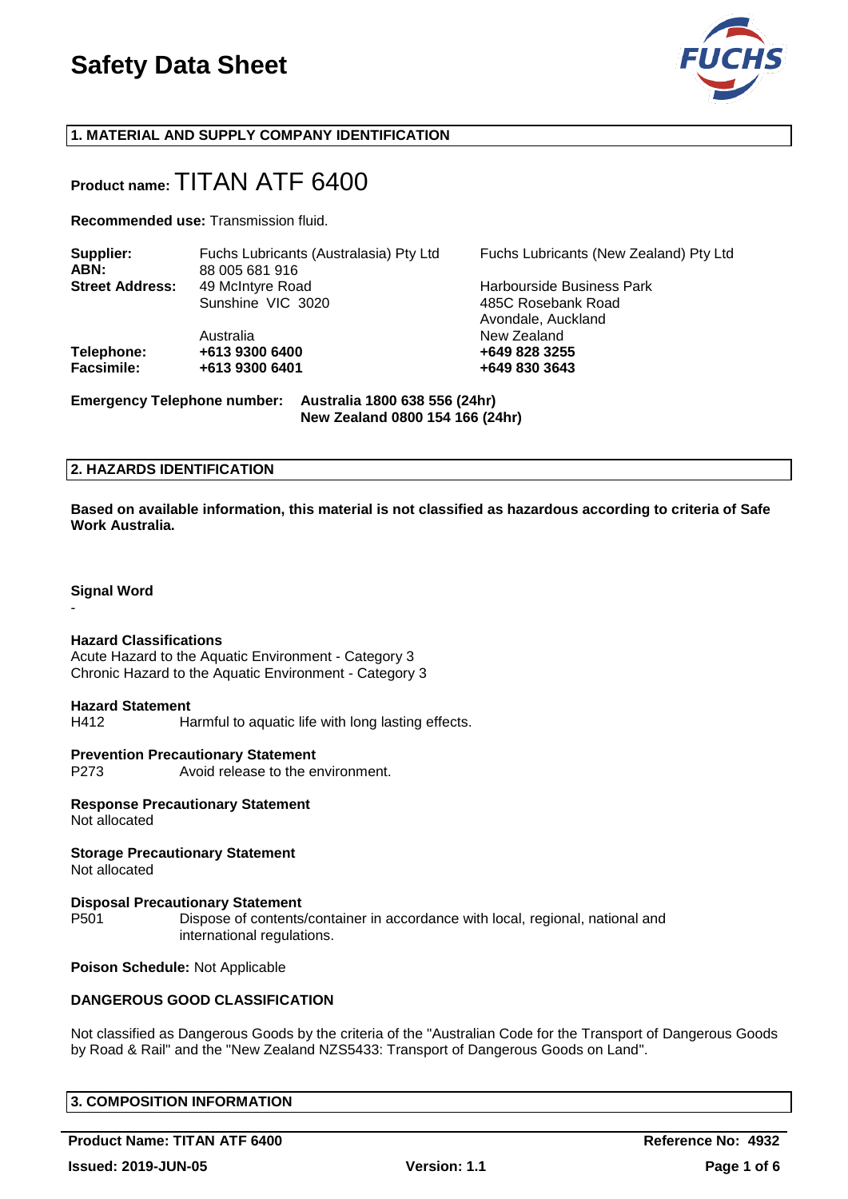# Safety Data Sheet

## 1. MATERIAL AND SUPPLY COMPANY IDENTIFICATION

**Product name:** TITAN ATF 6400

**Recommended use:** Transmission fluid.

| | | |
|---|---|---|
| **Supplier:** | Fuchs Lubricants (Australasia) Pty Ltd | Fuchs Lubricants (New Zealand) Pty Ltd |
| **ABN:** | 88 005 681 916 | |
| **Street Address:** | 49 McIntyre Road<br>Sunshine VIC 3020<br><br>Australia | Harbourside Business Park<br>485C Rosebank Road<br>Avondale, Auckland<br>New Zealand |
| **Telephone:** | **+613 9300 6400** | **+649 828 3255** |
| **Facsimile:** | **+613 9300 6401** | **+649 830 3643** |

**Emergency Telephone number:** **Australia 1800 638 556 (24hr)**
**New Zealand 0800 154 166 (24hr)**

## 2. HAZARDS IDENTIFICATION

**Based on available information, this material is not classified as hazardous according to criteria of Safe Work Australia.**

**Signal Word**

-

**Hazard Classifications**

Acute Hazard to the Aquatic Environment - Category 3
Chronic Hazard to the Aquatic Environment - Category 3

**Hazard Statement**

H412 Harmful to aquatic life with long lasting effects.

**Prevention Precautionary Statement**

P273 Avoid release to the environment.

**Response Precautionary Statement**

Not allocated

**Storage Precautionary Statement**

Not allocated

**Disposal Precautionary Statement**

P501 Dispose of contents/container in accordance with local, regional, national and international regulations.

**Poison Schedule:** Not Applicable

**DANGEROUS GOOD CLASSIFICATION**

Not classified as Dangerous Goods by the criteria of the "Australian Code for the Transport of Dangerous Goods by Road & Rail" and the "New Zealand NZS5433: Transport of Dangerous Goods on Land".

## 3. COMPOSITION INFORMATION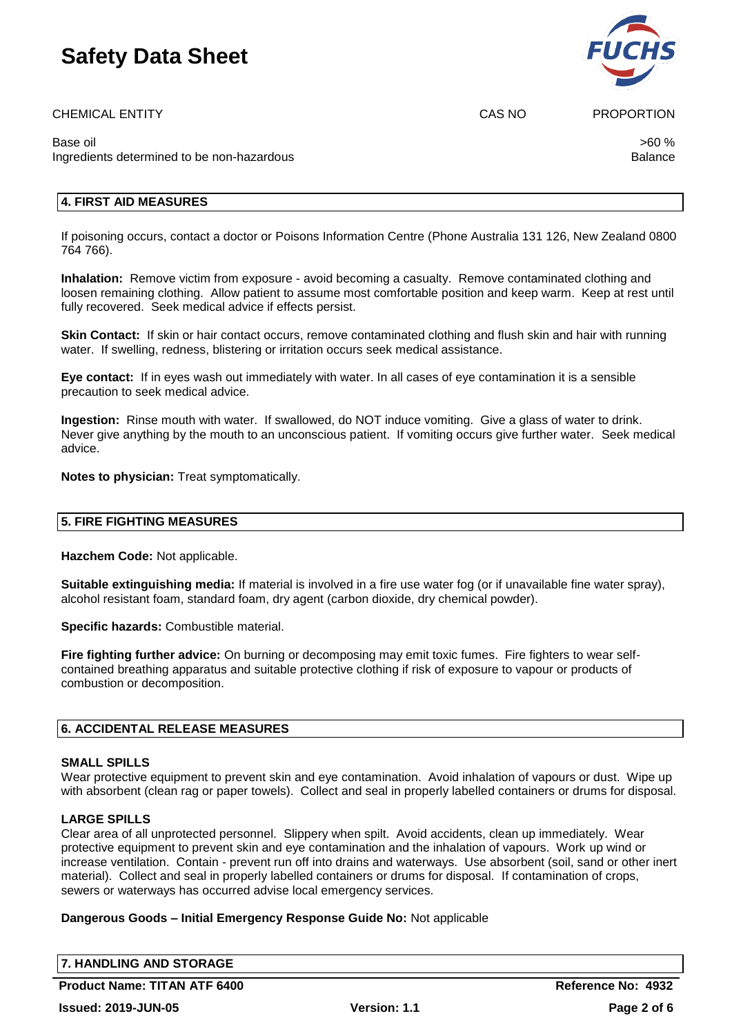| CHEMICAL ENTITY | CAS NO | PROPORTION |
| --- | --- | --- |
| Base oil | | >60 % |
| Ingredients determined to be non-hazardous | | Balance |

## 4. FIRST AID MEASURES

If poisoning occurs, contact a doctor or Poisons Information Centre (Phone Australia 131 126, New Zealand 0800 764 766).

**Inhalation:** Remove victim from exposure - avoid becoming a casualty. Remove contaminated clothing and loosen remaining clothing. Allow patient to assume most comfortable position and keep warm. Keep at rest until fully recovered. Seek medical advice if effects persist.

**Skin Contact:** If skin or hair contact occurs, remove contaminated clothing and flush skin and hair with running water. If swelling, redness, blistering or irritation occurs seek medical assistance.

**Eye contact:** If in eyes wash out immediately with water. In all cases of eye contamination it is a sensible precaution to seek medical advice.

**Ingestion:** Rinse mouth with water. If swallowed, do NOT induce vomiting. Give a glass of water to drink. Never give anything by the mouth to an unconscious patient. If vomiting occurs give further water. Seek medical advice.

**Notes to physician:** Treat symptomatically.

## 5. FIRE FIGHTING MEASURES

**Hazchem Code:** Not applicable.

**Suitable extinguishing media:** If material is involved in a fire use water fog (or if unavailable fine water spray), alcohol resistant foam, standard foam, dry agent (carbon dioxide, dry chemical powder).

**Specific hazards:** Combustible material.

**Fire fighting further advice:** On burning or decomposing may emit toxic fumes. Fire fighters to wear self-contained breathing apparatus and suitable protective clothing if risk of exposure to vapour or products of combustion or decomposition.

## 6. ACCIDENTAL RELEASE MEASURES

### SMALL SPILLS

Wear protective equipment to prevent skin and eye contamination. Avoid inhalation of vapours or dust. Wipe up with absorbent (clean rag or paper towels). Collect and seal in properly labelled containers or drums for disposal.

### LARGE SPILLS

Clear area of all unprotected personnel. Slippery when spilt. Avoid accidents, clean up immediately. Wear protective equipment to prevent skin and eye contamination and the inhalation of vapours. Work up wind or increase ventilation. Contain - prevent run off into drains and waterways. Use absorbent (soil, sand or other inert material). Collect and seal in properly labelled containers or drums for disposal. If contamination of crops, sewers or waterways has occurred advise local emergency services.

**Dangerous Goods – Initial Emergency Response Guide No:** Not applicable

## 7. HANDLING AND STORAGE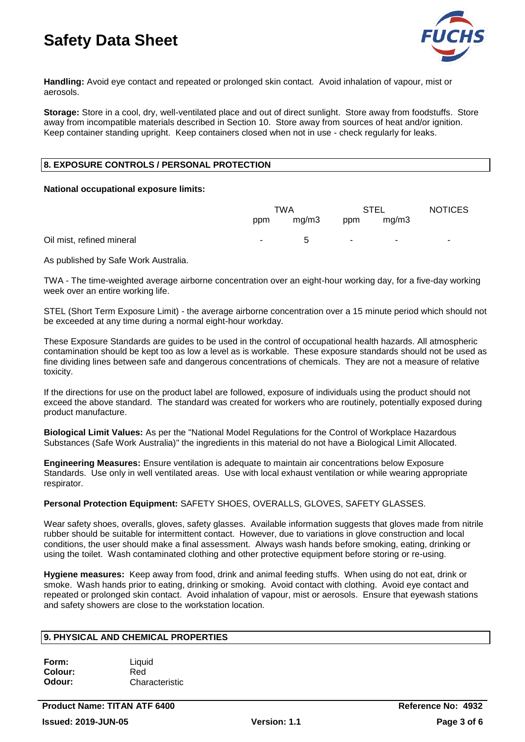**Handling:** Avoid eye contact and repeated or prolonged skin contact. Avoid inhalation of vapour, mist or aerosols.

**Storage:** Store in a cool, dry, well-ventilated place and out of direct sunlight. Store away from foodstuffs. Store away from incompatible materials described in Section 10. Store away from sources of heat and/or ignition. Keep container standing upright. Keep containers closed when not in use - check regularly for leaks.

## 8. EXPOSURE CONTROLS / PERSONAL PROTECTION

**National occupational exposure limits:**

| | TWA | | STEL | | NOTICES |
|---|---|---|---|---|---|
| | ppm | mg/m3 | ppm | mg/m3 | |
| Oil mist, refined mineral | - | 5 | - | - | - |

As published by Safe Work Australia.

TWA - The time-weighted average airborne concentration over an eight-hour working day, for a five-day working week over an entire working life.

STEL (Short Term Exposure Limit) - the average airborne concentration over a 15 minute period which should not be exceeded at any time during a normal eight-hour workday.

These Exposure Standards are guides to be used in the control of occupational health hazards. All atmospheric contamination should be kept too as low a level as is workable. These exposure standards should not be used as fine dividing lines between safe and dangerous concentrations of chemicals. They are not a measure of relative toxicity.

If the directions for use on the product label are followed, exposure of individuals using the product should not exceed the above standard. The standard was created for workers who are routinely, potentially exposed during product manufacture.

**Biological Limit Values:** As per the "National Model Regulations for the Control of Workplace Hazardous Substances (Safe Work Australia)" the ingredients in this material do not have a Biological Limit Allocated.

**Engineering Measures:** Ensure ventilation is adequate to maintain air concentrations below Exposure Standards. Use only in well ventilated areas. Use with local exhaust ventilation or while wearing appropriate respirator.

**Personal Protection Equipment:** SAFETY SHOES, OVERALLS, GLOVES, SAFETY GLASSES.

Wear safety shoes, overalls, gloves, safety glasses. Available information suggests that gloves made from nitrile rubber should be suitable for intermittent contact. However, due to variations in glove construction and local conditions, the user should make a final assessment. Always wash hands before smoking, eating, drinking or using the toilet. Wash contaminated clothing and other protective equipment before storing or re-using.

**Hygiene measures:** Keep away from food, drink and animal feeding stuffs. When using do not eat, drink or smoke. Wash hands prior to eating, drinking or smoking. Avoid contact with clothing. Avoid eye contact and repeated or prolonged skin contact. Avoid inhalation of vapour, mist or aerosols. Ensure that eyewash stations and safety showers are close to the workstation location.

## 9. PHYSICAL AND CHEMICAL PROPERTIES

**Form:** Liquid
**Colour:** Red
**Odour:** Characteristic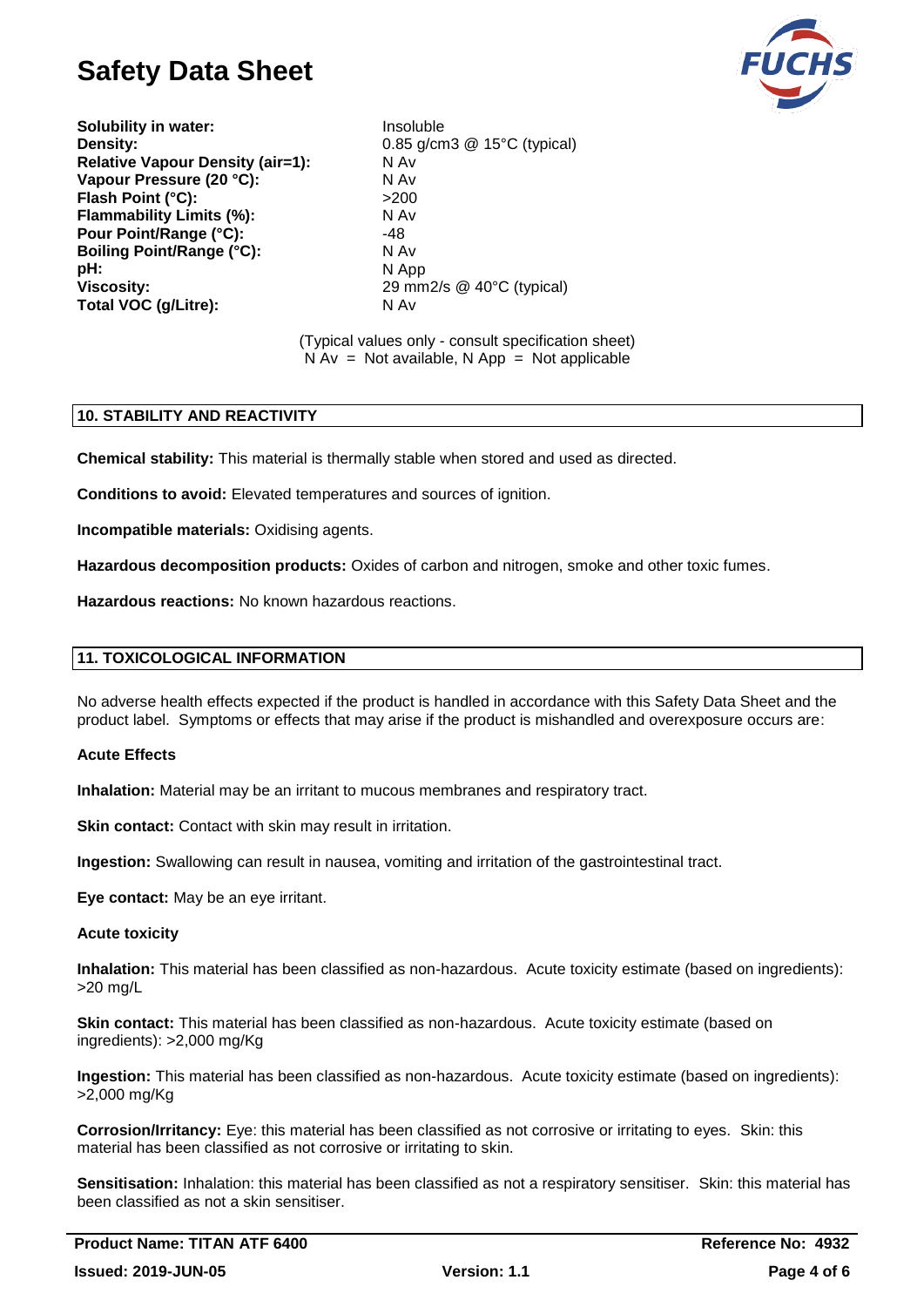| | |
|---|---|
| **Solubility in water:** | Insoluble |
| **Density:** | 0.85 g/cm3 @ 15°C (typical) |
| **Relative Vapour Density (air=1):** | N Av |
| **Vapour Pressure (20 °C):** | N Av |
| **Flash Point (°C):** | >200 |
| **Flammability Limits (%):** | N Av |
| **Pour Point/Range (°C):** | -48 |
| **Boiling Point/Range (°C):** | N Av |
| **pH:** | N App |
| **Viscosity:** | 29 mm2/s @ 40°C (typical) |
| **Total VOC (g/Litre):** | N Av |

(Typical values only - consult specification sheet)
N Av = Not available, N App = Not applicable

## 10. STABILITY AND REACTIVITY

**Chemical stability:** This material is thermally stable when stored and used as directed.

**Conditions to avoid:** Elevated temperatures and sources of ignition.

**Incompatible materials:** Oxidising agents.

**Hazardous decomposition products:** Oxides of carbon and nitrogen, smoke and other toxic fumes.

**Hazardous reactions:** No known hazardous reactions.

## 11. TOXICOLOGICAL INFORMATION

No adverse health effects expected if the product is handled in accordance with this Safety Data Sheet and the product label. Symptoms or effects that may arise if the product is mishandled and overexposure occurs are:

### Acute Effects

**Inhalation:** Material may be an irritant to mucous membranes and respiratory tract.

**Skin contact:** Contact with skin may result in irritation.

**Ingestion:** Swallowing can result in nausea, vomiting and irritation of the gastrointestinal tract.

**Eye contact:** May be an eye irritant.

### Acute toxicity

**Inhalation:** This material has been classified as non-hazardous. Acute toxicity estimate (based on ingredients): >20 mg/L

**Skin contact:** This material has been classified as non-hazardous. Acute toxicity estimate (based on ingredients): >2,000 mg/Kg

**Ingestion:** This material has been classified as non-hazardous. Acute toxicity estimate (based on ingredients): >2,000 mg/Kg

**Corrosion/Irritancy:** Eye: this material has been classified as not corrosive or irritating to eyes. Skin: this material has been classified as not corrosive or irritating to skin.

**Sensitisation:** Inhalation: this material has been classified as not a respiratory sensitiser. Skin: this material has been classified as not a skin sensitiser.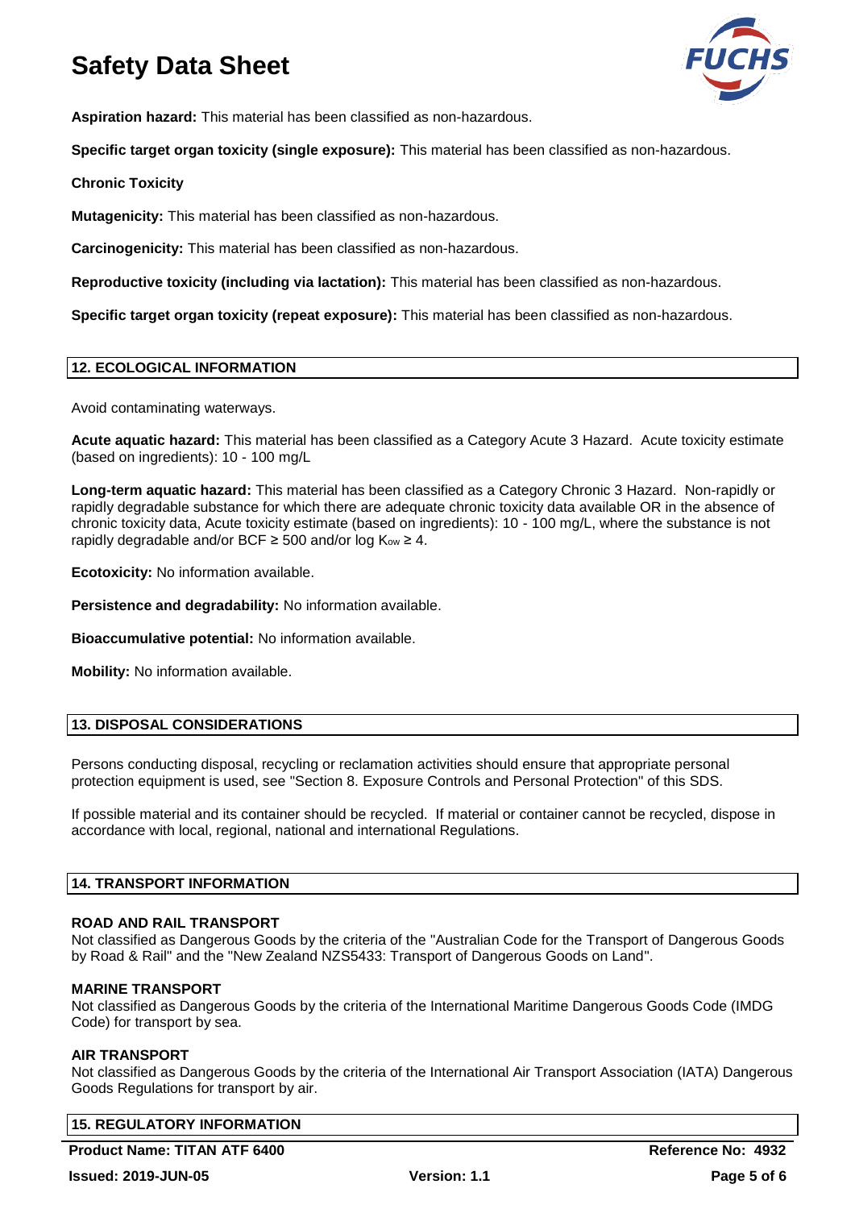**Aspiration hazard:** This material has been classified as non-hazardous.

**Specific target organ toxicity (single exposure):** This material has been classified as non-hazardous.

**Chronic Toxicity**

**Mutagenicity:** This material has been classified as non-hazardous.

**Carcinogenicity:** This material has been classified as non-hazardous.

**Reproductive toxicity (including via lactation):** This material has been classified as non-hazardous.

**Specific target organ toxicity (repeat exposure):** This material has been classified as non-hazardous.

## 12. ECOLOGICAL INFORMATION

Avoid contaminating waterways.

**Acute aquatic hazard:** This material has been classified as a Category Acute 3 Hazard. Acute toxicity estimate (based on ingredients): 10 - 100 mg/L

**Long-term aquatic hazard:** This material has been classified as a Category Chronic 3 Hazard. Non-rapidly or rapidly degradable substance for which there are adequate chronic toxicity data available OR in the absence of chronic toxicity data, Acute toxicity estimate (based on ingredients): 10 - 100 mg/L, where the substance is not rapidly degradable and/or BCF ≥ 500 and/or log $K_{ow}$ ≥ 4.

**Ecotoxicity:** No information available.

**Persistence and degradability:** No information available.

**Bioaccumulative potential:** No information available.

**Mobility:** No information available.

## 13. DISPOSAL CONSIDERATIONS

Persons conducting disposal, recycling or reclamation activities should ensure that appropriate personal protection equipment is used, see "Section 8. Exposure Controls and Personal Protection" of this SDS.

If possible material and its container should be recycled. If material or container cannot be recycled, dispose in accordance with local, regional, national and international Regulations.

## 14. TRANSPORT INFORMATION

**ROAD AND RAIL TRANSPORT**
Not classified as Dangerous Goods by the criteria of the "Australian Code for the Transport of Dangerous Goods by Road & Rail" and the "New Zealand NZS5433: Transport of Dangerous Goods on Land".

**MARINE TRANSPORT**
Not classified as Dangerous Goods by the criteria of the International Maritime Dangerous Goods Code (IMDG Code) for transport by sea.

**AIR TRANSPORT**
Not classified as Dangerous Goods by the criteria of the International Air Transport Association (IATA) Dangerous Goods Regulations for transport by air.

## 15. REGULATORY INFORMATION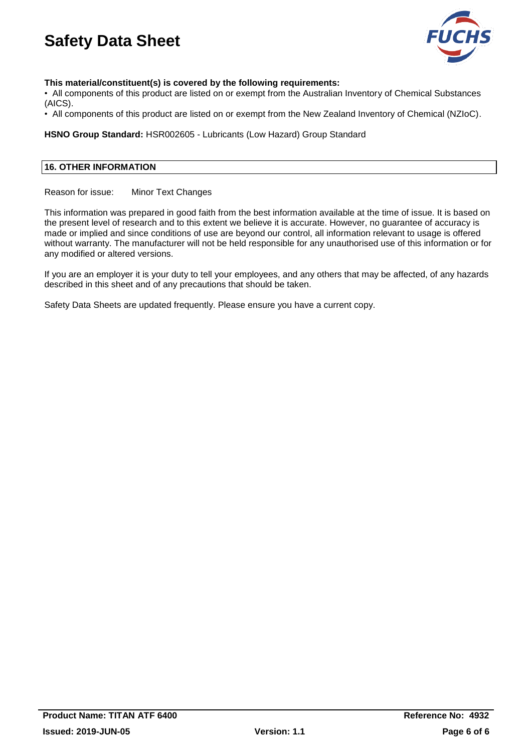**This material/constituent(s) is covered by the following requirements:**

• All components of this product are listed on or exempt from the Australian Inventory of Chemical Substances (AICS).

• All components of this product are listed on or exempt from the New Zealand Inventory of Chemical (NZIoC).

**HSNO Group Standard:** HSR002605 - Lubricants (Low Hazard) Group Standard

## 16. OTHER INFORMATION

Reason for issue: Minor Text Changes

This information was prepared in good faith from the best information available at the time of issue. It is based on the present level of research and to this extent we believe it is accurate. However, no guarantee of accuracy is made or implied and since conditions of use are beyond our control, all information relevant to usage is offered without warranty. The manufacturer will not be held responsible for any unauthorised use of this information or for any modified or altered versions.

If you are an employer it is your duty to tell your employees, and any others that may be affected, of any hazards described in this sheet and of any precautions that should be taken.

Safety Data Sheets are updated frequently. Please ensure you have a current copy.